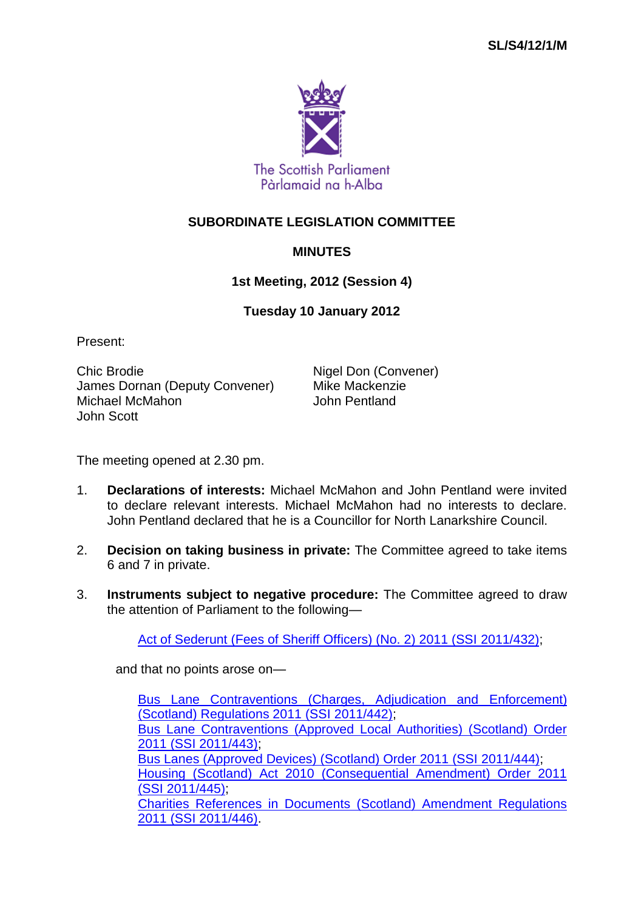SL/S4/12/1/M

The Scottish Parliament
Pàrlamaid na h-Alba

# SUBORDINATE LEGISLATION COMMITTEE

## MINUTES

### 1st Meeting, 2012 (Session 4)

### Tuesday 10 January 2012

Present:

Chic Brodie
James Dornan (Deputy Convener)
Michael McMahon
John Scott
Nigel Don (Convener)
Mike Mackenzie
John Pentland

The meeting opened at 2.30 pm.

1. **Declarations of interests:** Michael McMahon and John Pentland were invited to declare relevant interests. Michael McMahon had no interests to declare. John Pentland declared that he is a Councillor for North Lanarkshire Council.

2. **Decision on taking business in private:** The Committee agreed to take items 6 and 7 in private.

3. **Instruments subject to negative procedure:** The Committee agreed to draw the attention of Parliament to the following—

   Act of Sederunt (Fees of Sheriff Officers) (No. 2) 2011 (SSI 2011/432);

   and that no points arose on—

   Bus Lane Contraventions (Charges, Adjudication and Enforcement) (Scotland) Regulations 2011 (SSI 2011/442);
   Bus Lane Contraventions (Approved Local Authorities) (Scotland) Order 2011 (SSI 2011/443);
   Bus Lanes (Approved Devices) (Scotland) Order 2011 (SSI 2011/444);
   Housing (Scotland) Act 2010 (Consequential Amendment) Order 2011 (SSI 2011/445);
   Charities References in Documents (Scotland) Amendment Regulations 2011 (SSI 2011/446).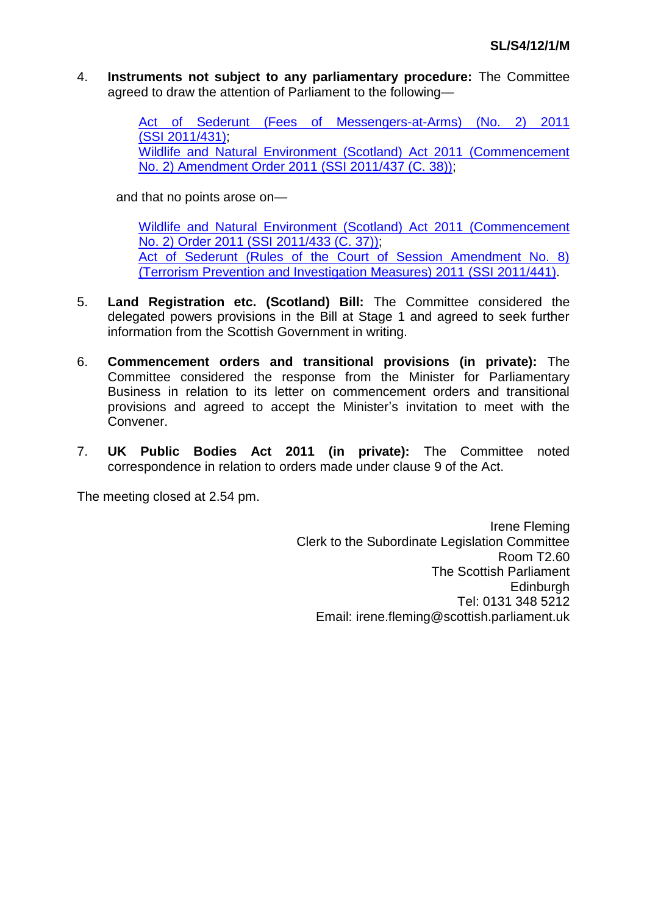4. **Instruments not subject to any parliamentary procedure:** The Committee agreed to draw the attention of Parliament to the following—

   Act of Sederunt (Fees of Messengers-at-Arms) (No. 2) 2011 (SSI 2011/431);
   Wildlife and Natural Environment (Scotland) Act 2011 (Commencement No. 2) Amendment Order 2011 (SSI 2011/437 (C. 38));

   and that no points arose on—

   Wildlife and Natural Environment (Scotland) Act 2011 (Commencement No. 2) Order 2011 (SSI 2011/433 (C. 37));
   Act of Sederunt (Rules of the Court of Session Amendment No. 8) (Terrorism Prevention and Investigation Measures) 2011 (SSI 2011/441).

5. **Land Registration etc. (Scotland) Bill:** The Committee considered the delegated powers provisions in the Bill at Stage 1 and agreed to seek further information from the Scottish Government in writing.

6. **Commencement orders and transitional provisions (in private):** The Committee considered the response from the Minister for Parliamentary Business in relation to its letter on commencement orders and transitional provisions and agreed to accept the Minister's invitation to meet with the Convener.

7. **UK Public Bodies Act 2011 (in private):** The Committee noted correspondence in relation to orders made under clause 9 of the Act.

The meeting closed at 2.54 pm.

Irene Fleming
Clerk to the Subordinate Legislation Committee
Room T2.60
The Scottish Parliament
Edinburgh
Tel: 0131 348 5212
Email: irene.fleming@scottish.parliament.uk